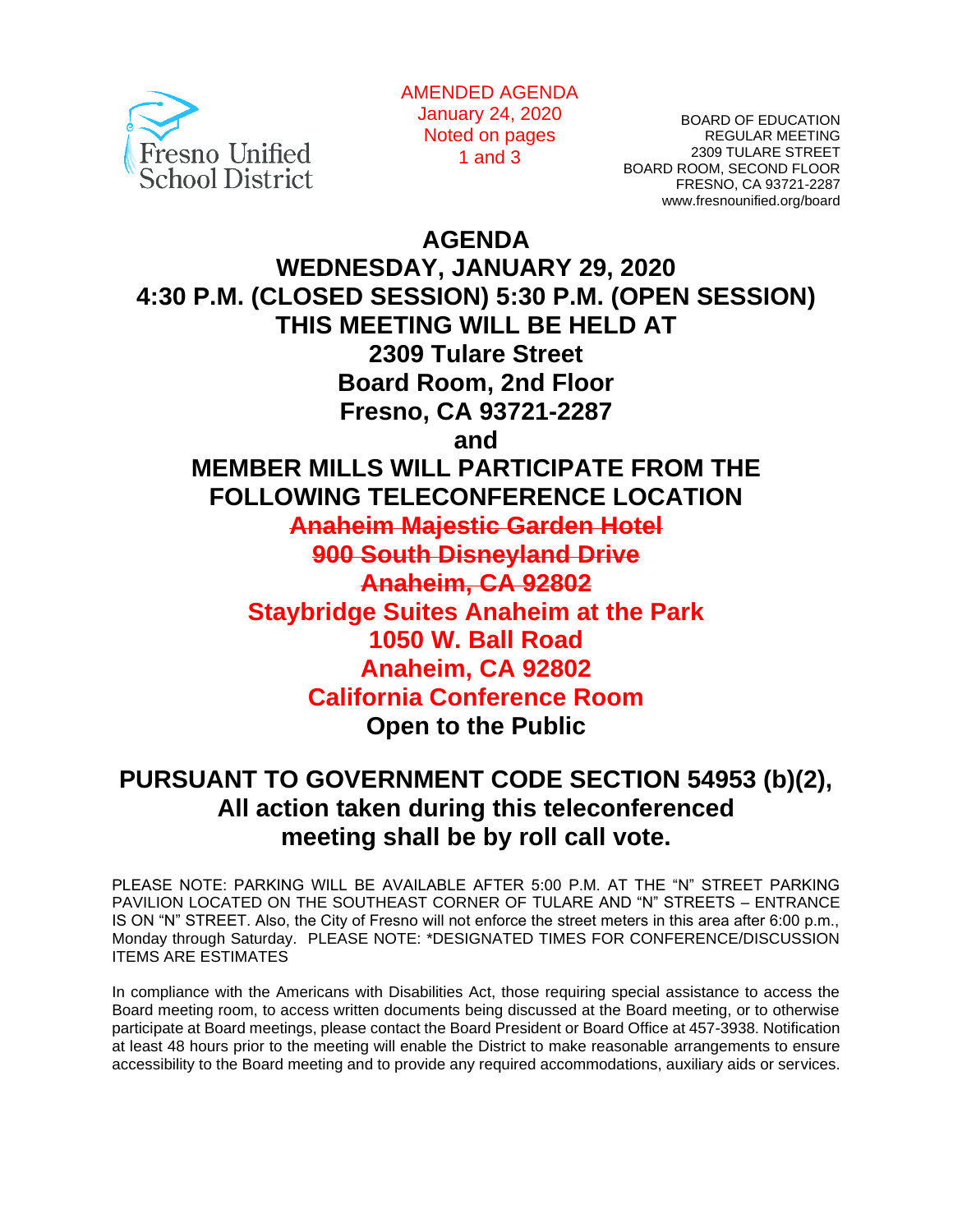AMENDED AGENDA
January 24, 2020
Noted on pages
1 and 3

BOARD OF EDUCATION
REGULAR MEETING
2309 TULARE STREET
BOARD ROOM, SECOND FLOOR
FRESNO, CA 93721-2287
www.fresnounified.org/board

# AGENDA

## WEDNESDAY, JANUARY 29, 2020
## 4:30 P.M. (CLOSED SESSION) 5:30 P.M. (OPEN SESSION)
## THIS MEETING WILL BE HELD AT
## 2309 Tulare Street
## Board Room, 2nd Floor
## Fresno, CA 93721-2287
## and
## MEMBER MILLS WILL PARTICIPATE FROM THE FOLLOWING TELECONFERENCE LOCATION

**~~Anaheim Majestic Garden Hotel~~**
**~~900 South Disneyland Drive~~**
**~~Anaheim, CA 92802~~**
**Staybridge Suites Anaheim at the Park**
**1050 W. Ball Road**
**Anaheim, CA 92802**
**California Conference Room**
**Open to the Public**

## PURSUANT TO GOVERNMENT CODE SECTION 54953 (b)(2), All action taken during this teleconferenced meeting shall be by roll call vote.

PLEASE NOTE: PARKING WILL BE AVAILABLE AFTER 5:00 P.M. AT THE "N" STREET PARKING PAVILION LOCATED ON THE SOUTHEAST CORNER OF TULARE AND "N" STREETS – ENTRANCE IS ON "N" STREET. Also, the City of Fresno will not enforce the street meters in this area after 6:00 p.m., Monday through Saturday. PLEASE NOTE: *DESIGNATED TIMES FOR CONFERENCE/DISCUSSION ITEMS ARE ESTIMATES

In compliance with the Americans with Disabilities Act, those requiring special assistance to access the Board meeting room, to access written documents being discussed at the Board meeting, or to otherwise participate at Board meetings, please contact the Board President or Board Office at 457-3938. Notification at least 48 hours prior to the meeting will enable the District to make reasonable arrangements to ensure accessibility to the Board meeting and to provide any required accommodations, auxiliary aids or services.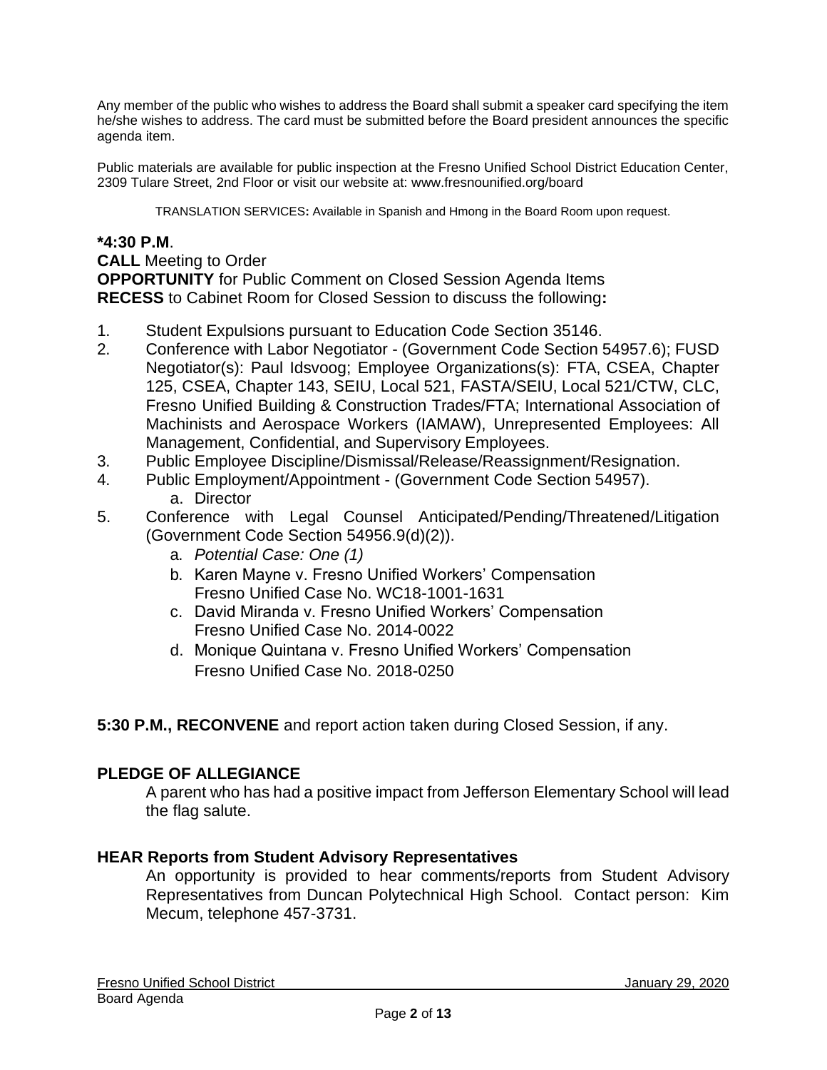Any member of the public who wishes to address the Board shall submit a speaker card specifying the item he/she wishes to address. The card must be submitted before the Board president announces the specific agenda item.

Public materials are available for public inspection at the Fresno Unified School District Education Center, 2309 Tulare Street, 2nd Floor or visit our website at: www.fresnounified.org/board

TRANSLATION SERVICES**:** Available in Spanish and Hmong in the Board Room upon request.

**\*4:30 P.M**.

**CALL** Meeting to Order
**OPPORTUNITY** for Public Comment on Closed Session Agenda Items
**RECESS** to Cabinet Room for Closed Session to discuss the following**:**

1. Student Expulsions pursuant to Education Code Section 35146.
2. Conference with Labor Negotiator - (Government Code Section 54957.6); FUSD Negotiator(s): Paul Idsvoog; Employee Organizations(s): FTA, CSEA, Chapter 125, CSEA, Chapter 143, SEIU, Local 521, FASTA/SEIU, Local 521/CTW, CLC, Fresno Unified Building & Construction Trades/FTA; International Association of Machinists and Aerospace Workers (IAMAW), Unrepresented Employees: All Management, Confidential, and Supervisory Employees.
3. Public Employee Discipline/Dismissal/Release/Reassignment/Resignation.
4. Public Employment/Appointment - (Government Code Section 54957).
    a. Director
5. Conference with Legal Counsel Anticipated/Pending/Threatened/Litigation (Government Code Section 54956.9(d)(2)).
    a. *Potential Case: One (1)*
    b. Karen Mayne v. Fresno Unified Workers' Compensation
       Fresno Unified Case No. WC18-1001-1631
    c. David Miranda v. Fresno Unified Workers' Compensation
       Fresno Unified Case No. 2014-0022
    d. Monique Quintana v. Fresno Unified Workers' Compensation
       Fresno Unified Case No. 2018-0250

**5:30 P.M., RECONVENE** and report action taken during Closed Session, if any.

**PLEDGE OF ALLEGIANCE**

A parent who has had a positive impact from Jefferson Elementary School will lead the flag salute.

**HEAR Reports from Student Advisory Representatives**

An opportunity is provided to hear comments/reports from Student Advisory Representatives from Duncan Polytechnical High School. Contact person: Kim Mecum, telephone 457-3731.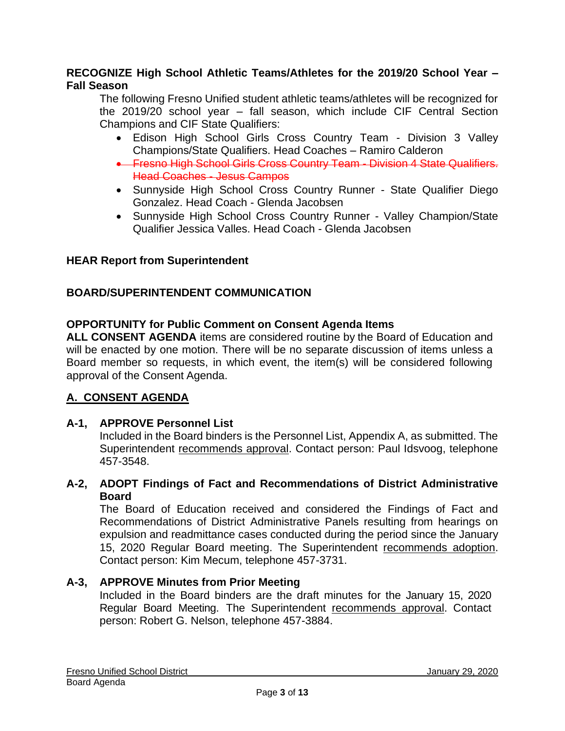**RECOGNIZE High School Athletic Teams/Athletes for the 2019/20 School Year – Fall Season**

The following Fresno Unified student athletic teams/athletes will be recognized for the 2019/20 school year – fall season, which include CIF Central Section Champions and CIF State Qualifiers:

- Edison High School Girls Cross Country Team - Division 3 Valley Champions/State Qualifiers. Head Coaches – Ramiro Calderon
- ~~Fresno High School Girls Cross Country Team - Division 4 State Qualifiers. Head Coaches - Jesus Campos~~
- Sunnyside High School Cross Country Runner - State Qualifier Diego Gonzalez. Head Coach - Glenda Jacobsen
- Sunnyside High School Cross Country Runner - Valley Champion/State Qualifier Jessica Valles. Head Coach - Glenda Jacobsen

**HEAR Report from Superintendent**

**BOARD/SUPERINTENDENT COMMUNICATION**

**OPPORTUNITY for Public Comment on Consent Agenda Items**

**ALL CONSENT AGENDA** items are considered routine by the Board of Education and will be enacted by one motion. There will be no separate discussion of items unless a Board member so requests, in which event, the item(s) will be considered following approval of the Consent Agenda.

## A. CONSENT AGENDA

**A-1, APPROVE Personnel List**

Included in the Board binders is the Personnel List, Appendix A, as submitted. The Superintendent recommends approval. Contact person: Paul Idsvoog, telephone 457-3548.

**A-2, ADOPT Findings of Fact and Recommendations of District Administrative Board**

The Board of Education received and considered the Findings of Fact and Recommendations of District Administrative Panels resulting from hearings on expulsion and readmittance cases conducted during the period since the January 15, 2020 Regular Board meeting. The Superintendent recommends adoption. Contact person: Kim Mecum, telephone 457-3731.

**A-3, APPROVE Minutes from Prior Meeting**

Included in the Board binders are the draft minutes for the January 15, 2020 Regular Board Meeting. The Superintendent recommends approval. Contact person: Robert G. Nelson, telephone 457-3884.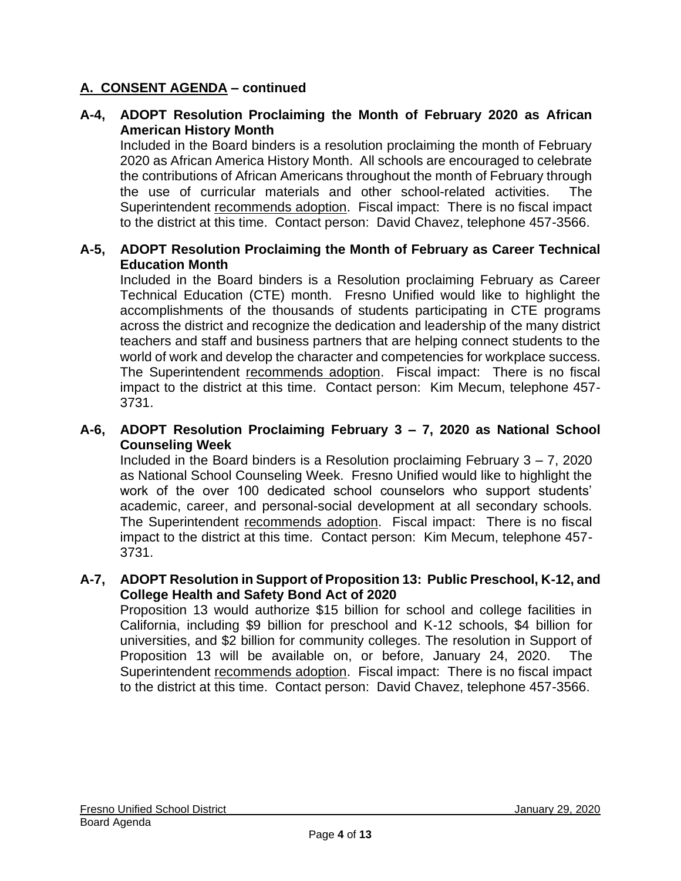## A. CONSENT AGENDA – continued

**A-4, ADOPT Resolution Proclaiming the Month of February 2020 as African American History Month**

Included in the Board binders is a resolution proclaiming the month of February 2020 as African America History Month. All schools are encouraged to celebrate the contributions of African Americans throughout the month of February through the use of curricular materials and other school-related activities. The Superintendent recommends adoption. Fiscal impact: There is no fiscal impact to the district at this time. Contact person: David Chavez, telephone 457-3566.

**A-5, ADOPT Resolution Proclaiming the Month of February as Career Technical Education Month**

Included in the Board binders is a Resolution proclaiming February as Career Technical Education (CTE) month. Fresno Unified would like to highlight the accomplishments of the thousands of students participating in CTE programs across the district and recognize the dedication and leadership of the many district teachers and staff and business partners that are helping connect students to the world of work and develop the character and competencies for workplace success. The Superintendent recommends adoption. Fiscal impact: There is no fiscal impact to the district at this time. Contact person: Kim Mecum, telephone 457-3731.

**A-6, ADOPT Resolution Proclaiming February 3 – 7, 2020 as National School Counseling Week**

Included in the Board binders is a Resolution proclaiming February 3 – 7, 2020 as National School Counseling Week. Fresno Unified would like to highlight the work of the over 100 dedicated school counselors who support students' academic, career, and personal-social development at all secondary schools. The Superintendent recommends adoption. Fiscal impact: There is no fiscal impact to the district at this time. Contact person: Kim Mecum, telephone 457-3731.

**A-7, ADOPT Resolution in Support of Proposition 13: Public Preschool, K-12, and College Health and Safety Bond Act of 2020**

Proposition 13 would authorize $15 billion for school and college facilities in California, including $9 billion for preschool and K-12 schools, $4 billion for universities, and $2 billion for community colleges. The resolution in Support of Proposition 13 will be available on, or before, January 24, 2020. The Superintendent recommends adoption. Fiscal impact: There is no fiscal impact to the district at this time. Contact person: David Chavez, telephone 457-3566.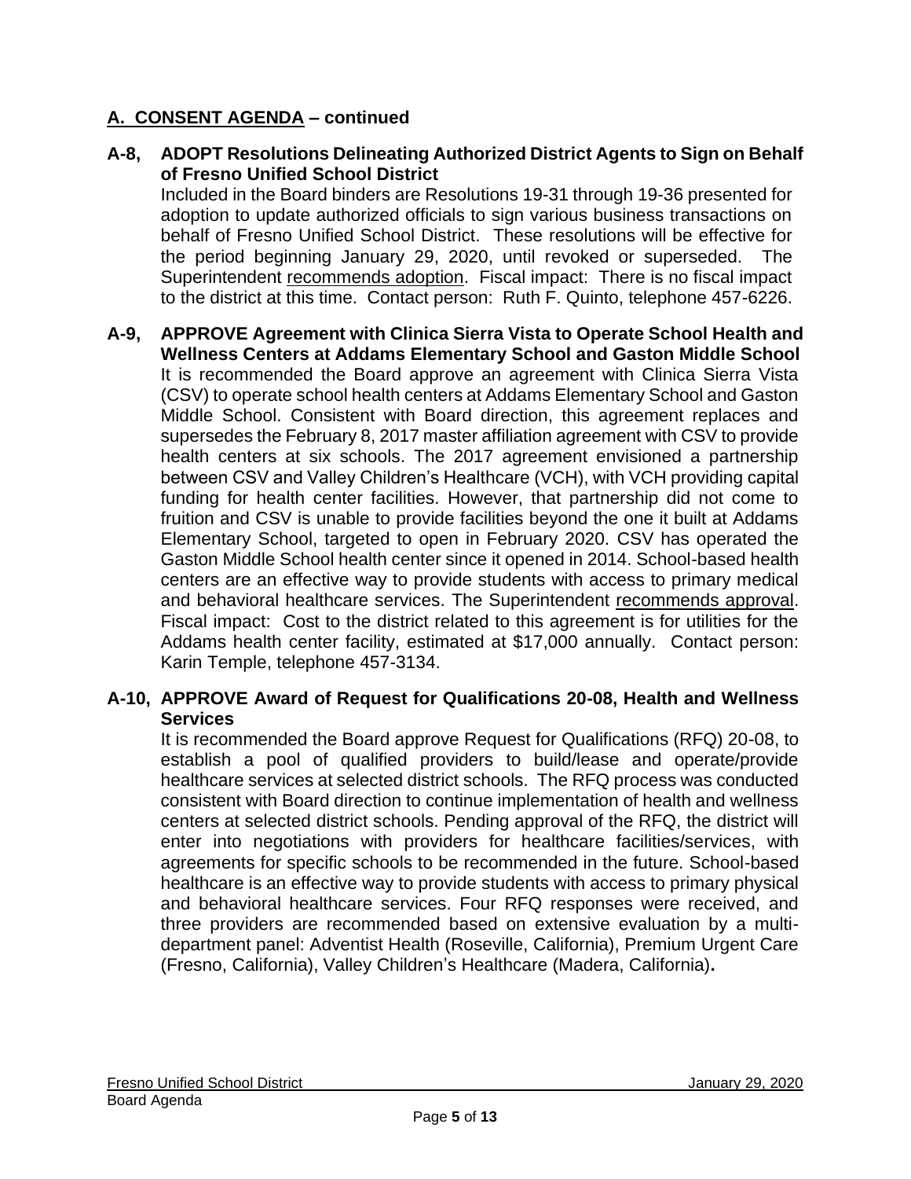## A. CONSENT AGENDA – continued

**A-8, ADOPT Resolutions Delineating Authorized District Agents to Sign on Behalf of Fresno Unified School District**

Included in the Board binders are Resolutions 19-31 through 19-36 presented for adoption to update authorized officials to sign various business transactions on behalf of Fresno Unified School District. These resolutions will be effective for the period beginning January 29, 2020, until revoked or superseded. The Superintendent recommends adoption. Fiscal impact: There is no fiscal impact to the district at this time. Contact person: Ruth F. Quinto, telephone 457-6226.

**A-9, APPROVE Agreement with Clinica Sierra Vista to Operate School Health and Wellness Centers at Addams Elementary School and Gaston Middle School**

It is recommended the Board approve an agreement with Clinica Sierra Vista (CSV) to operate school health centers at Addams Elementary School and Gaston Middle School. Consistent with Board direction, this agreement replaces and supersedes the February 8, 2017 master affiliation agreement with CSV to provide health centers at six schools. The 2017 agreement envisioned a partnership between CSV and Valley Children's Healthcare (VCH), with VCH providing capital funding for health center facilities. However, that partnership did not come to fruition and CSV is unable to provide facilities beyond the one it built at Addams Elementary School, targeted to open in February 2020. CSV has operated the Gaston Middle School health center since it opened in 2014. School-based health centers are an effective way to provide students with access to primary medical and behavioral healthcare services. The Superintendent recommends approval. Fiscal impact: Cost to the district related to this agreement is for utilities for the Addams health center facility, estimated at $17,000 annually. Contact person: Karin Temple, telephone 457-3134.

**A-10, APPROVE Award of Request for Qualifications 20-08, Health and Wellness Services**

It is recommended the Board approve Request for Qualifications (RFQ) 20-08, to establish a pool of qualified providers to build/lease and operate/provide healthcare services at selected district schools. The RFQ process was conducted consistent with Board direction to continue implementation of health and wellness centers at selected district schools. Pending approval of the RFQ, the district will enter into negotiations with providers for healthcare facilities/services, with agreements for specific schools to be recommended in the future. School-based healthcare is an effective way to provide students with access to primary physical and behavioral healthcare services. Four RFQ responses were received, and three providers are recommended based on extensive evaluation by a multi-department panel: Adventist Health (Roseville, California), Premium Urgent Care (Fresno, California), Valley Children's Healthcare (Madera, California)**.**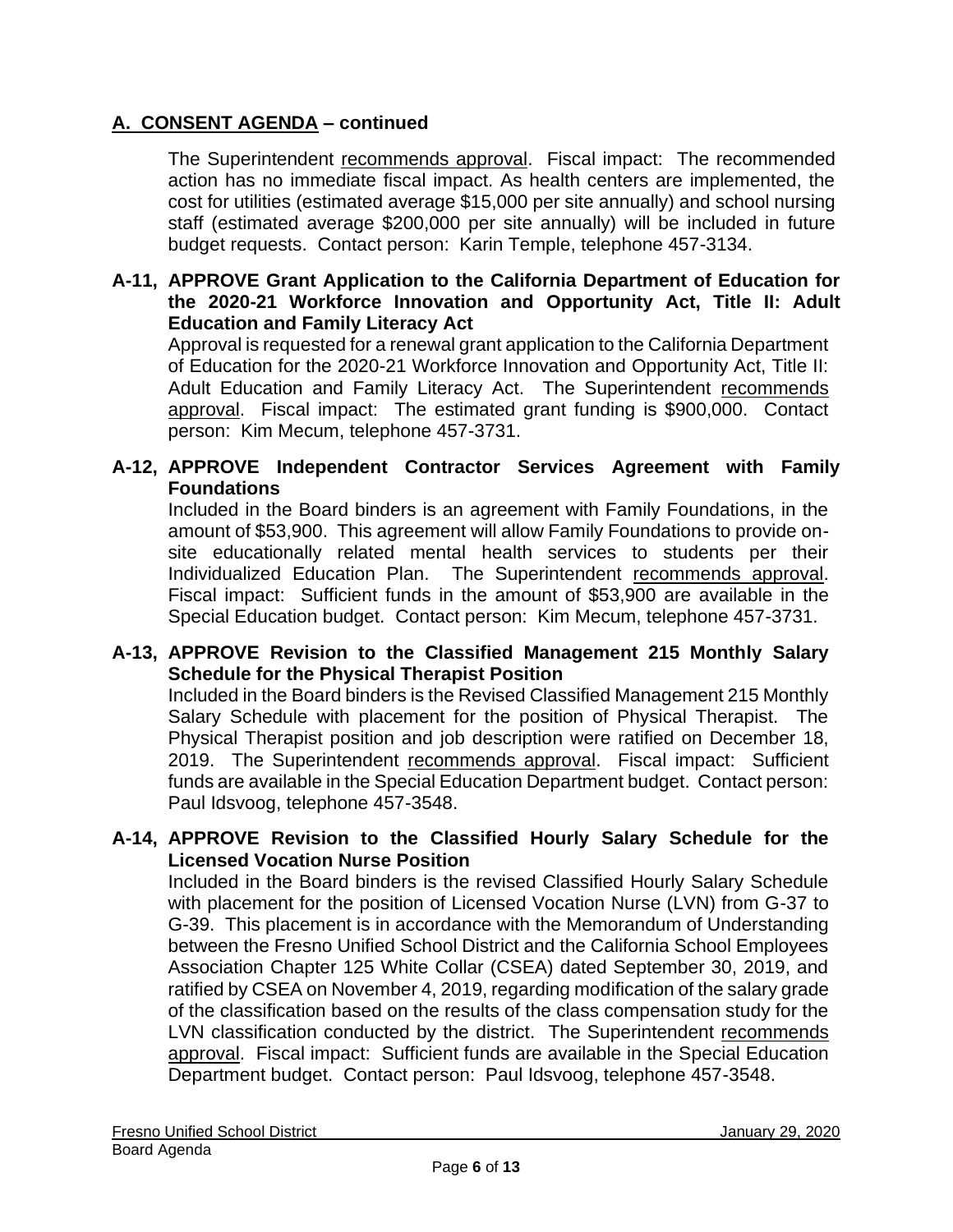## A. CONSENT AGENDA – continued

The Superintendent recommends approval. Fiscal impact: The recommended action has no immediate fiscal impact. As health centers are implemented, the cost for utilities (estimated average $15,000 per site annually) and school nursing staff (estimated average $200,000 per site annually) will be included in future budget requests. Contact person: Karin Temple, telephone 457-3134.

**A-11, APPROVE Grant Application to the California Department of Education for the 2020-21 Workforce Innovation and Opportunity Act, Title II: Adult Education and Family Literacy Act**

Approval is requested for a renewal grant application to the California Department of Education for the 2020-21 Workforce Innovation and Opportunity Act, Title II: Adult Education and Family Literacy Act. The Superintendent recommends approval. Fiscal impact: The estimated grant funding is $900,000. Contact person: Kim Mecum, telephone 457-3731.

**A-12, APPROVE Independent Contractor Services Agreement with Family Foundations**

Included in the Board binders is an agreement with Family Foundations, in the amount of $53,900. This agreement will allow Family Foundations to provide on-site educationally related mental health services to students per their Individualized Education Plan. The Superintendent recommends approval. Fiscal impact: Sufficient funds in the amount of $53,900 are available in the Special Education budget. Contact person: Kim Mecum, telephone 457-3731.

**A-13, APPROVE Revision to the Classified Management 215 Monthly Salary Schedule for the Physical Therapist Position**

Included in the Board binders is the Revised Classified Management 215 Monthly Salary Schedule with placement for the position of Physical Therapist. The Physical Therapist position and job description were ratified on December 18, 2019. The Superintendent recommends approval. Fiscal impact: Sufficient funds are available in the Special Education Department budget. Contact person: Paul Idsvoog, telephone 457-3548.

**A-14, APPROVE Revision to the Classified Hourly Salary Schedule for the Licensed Vocation Nurse Position**

Included in the Board binders is the revised Classified Hourly Salary Schedule with placement for the position of Licensed Vocation Nurse (LVN) from G-37 to G-39. This placement is in accordance with the Memorandum of Understanding between the Fresno Unified School District and the California School Employees Association Chapter 125 White Collar (CSEA) dated September 30, 2019, and ratified by CSEA on November 4, 2019, regarding modification of the salary grade of the classification based on the results of the class compensation study for the LVN classification conducted by the district. The Superintendent recommends approval. Fiscal impact: Sufficient funds are available in the Special Education Department budget. Contact person: Paul Idsvoog, telephone 457-3548.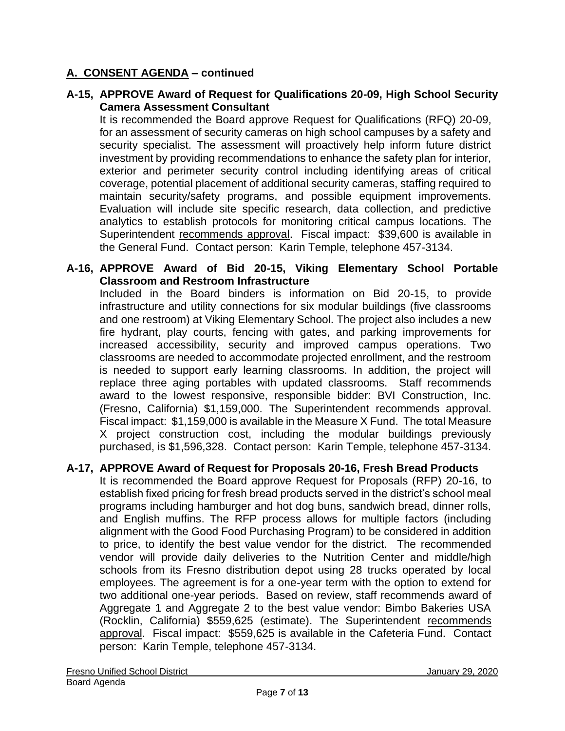## A. CONSENT AGENDA – continued

### A-15, APPROVE Award of Request for Qualifications 20-09, High School Security Camera Assessment Consultant

It is recommended the Board approve Request for Qualifications (RFQ) 20-09, for an assessment of security cameras on high school campuses by a safety and security specialist. The assessment will proactively help inform future district investment by providing recommendations to enhance the safety plan for interior, exterior and perimeter security control including identifying areas of critical coverage, potential placement of additional security cameras, staffing required to maintain security/safety programs, and possible equipment improvements. Evaluation will include site specific research, data collection, and predictive analytics to establish protocols for monitoring critical campus locations. The Superintendent recommends approval. Fiscal impact: $39,600 is available in the General Fund. Contact person: Karin Temple, telephone 457-3134.

### A-16, APPROVE Award of Bid 20-15, Viking Elementary School Portable Classroom and Restroom Infrastructure

Included in the Board binders is information on Bid 20-15, to provide infrastructure and utility connections for six modular buildings (five classrooms and one restroom) at Viking Elementary School. The project also includes a new fire hydrant, play courts, fencing with gates, and parking improvements for increased accessibility, security and improved campus operations. Two classrooms are needed to accommodate projected enrollment, and the restroom is needed to support early learning classrooms. In addition, the project will replace three aging portables with updated classrooms. Staff recommends award to the lowest responsive, responsible bidder: BVI Construction, Inc. (Fresno, California) $1,159,000. The Superintendent recommends approval. Fiscal impact: $1,159,000 is available in the Measure X Fund. The total Measure X project construction cost, including the modular buildings previously purchased, is $1,596,328. Contact person: Karin Temple, telephone 457-3134.

### A-17, APPROVE Award of Request for Proposals 20-16, Fresh Bread Products

It is recommended the Board approve Request for Proposals (RFP) 20-16, to establish fixed pricing for fresh bread products served in the district's school meal programs including hamburger and hot dog buns, sandwich bread, dinner rolls, and English muffins. The RFP process allows for multiple factors (including alignment with the Good Food Purchasing Program) to be considered in addition to price, to identify the best value vendor for the district. The recommended vendor will provide daily deliveries to the Nutrition Center and middle/high schools from its Fresno distribution depot using 28 trucks operated by local employees. The agreement is for a one-year term with the option to extend for two additional one-year periods. Based on review, staff recommends award of Aggregate 1 and Aggregate 2 to the best value vendor: Bimbo Bakeries USA (Rocklin, California) $559,625 (estimate). The Superintendent recommends approval. Fiscal impact: $559,625 is available in the Cafeteria Fund. Contact person: Karin Temple, telephone 457-3134.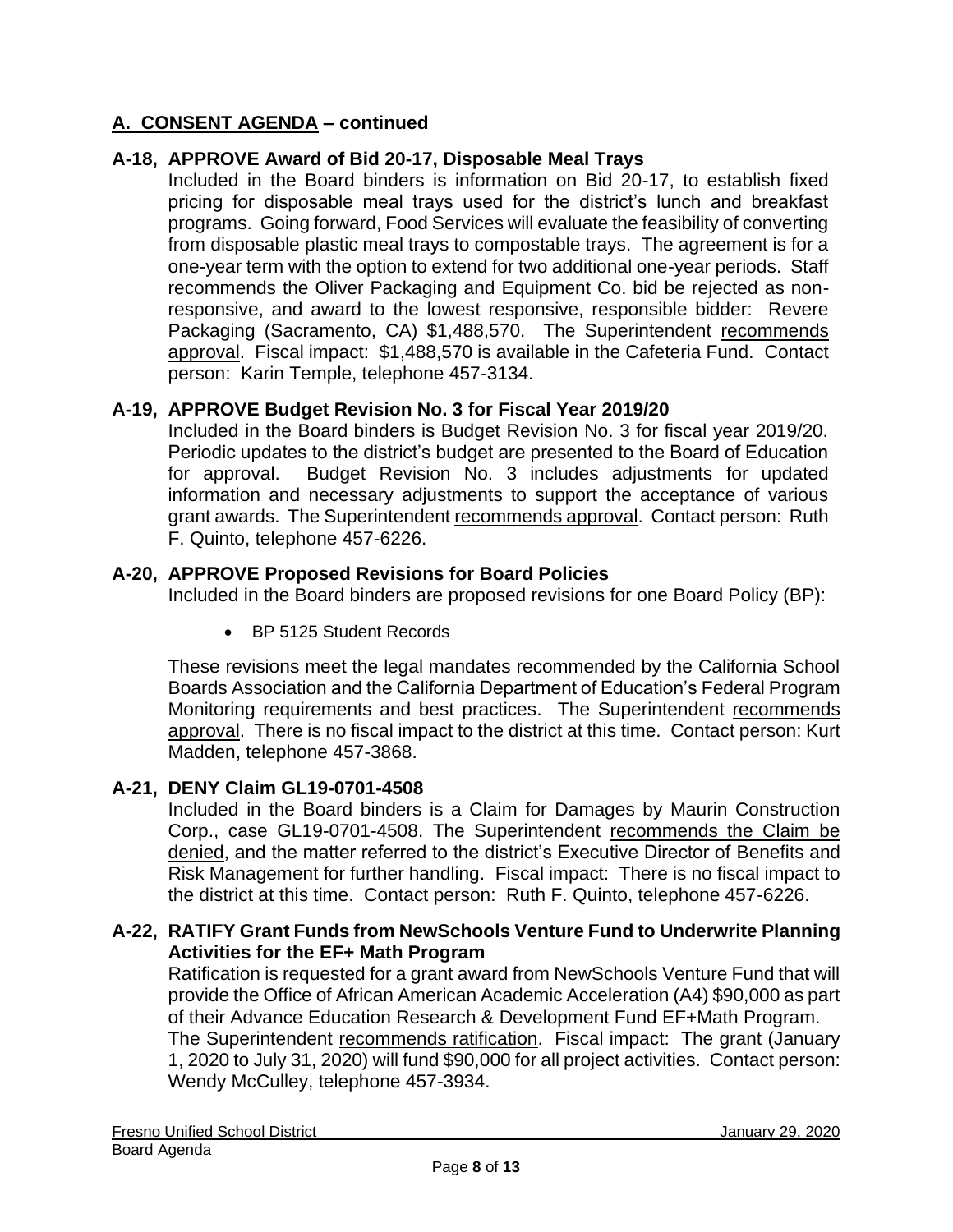## A. CONSENT AGENDA – continued

### A-18, APPROVE Award of Bid 20-17, Disposable Meal Trays

Included in the Board binders is information on Bid 20-17, to establish fixed pricing for disposable meal trays used for the district's lunch and breakfast programs. Going forward, Food Services will evaluate the feasibility of converting from disposable plastic meal trays to compostable trays. The agreement is for a one-year term with the option to extend for two additional one-year periods. Staff recommends the Oliver Packaging and Equipment Co. bid be rejected as non-responsive, and award to the lowest responsive, responsible bidder: Revere Packaging (Sacramento, CA) $1,488,570. The Superintendent recommends approval. Fiscal impact: $1,488,570 is available in the Cafeteria Fund. Contact person: Karin Temple, telephone 457-3134.

### A-19, APPROVE Budget Revision No. 3 for Fiscal Year 2019/20

Included in the Board binders is Budget Revision No. 3 for fiscal year 2019/20. Periodic updates to the district's budget are presented to the Board of Education for approval. Budget Revision No. 3 includes adjustments for updated information and necessary adjustments to support the acceptance of various grant awards. The Superintendent recommends approval. Contact person: Ruth F. Quinto, telephone 457-6226.

### A-20, APPROVE Proposed Revisions for Board Policies

Included in the Board binders are proposed revisions for one Board Policy (BP):

- BP 5125 Student Records

These revisions meet the legal mandates recommended by the California School Boards Association and the California Department of Education's Federal Program Monitoring requirements and best practices. The Superintendent recommends approval. There is no fiscal impact to the district at this time. Contact person: Kurt Madden, telephone 457-3868.

### A-21, DENY Claim GL19-0701-4508

Included in the Board binders is a Claim for Damages by Maurin Construction Corp., case GL19-0701-4508. The Superintendent recommends the Claim be denied, and the matter referred to the district's Executive Director of Benefits and Risk Management for further handling. Fiscal impact: There is no fiscal impact to the district at this time. Contact person: Ruth F. Quinto, telephone 457-6226.

### A-22, RATIFY Grant Funds from NewSchools Venture Fund to Underwrite Planning Activities for the EF+ Math Program

Ratification is requested for a grant award from NewSchools Venture Fund that will provide the Office of African American Academic Acceleration (A4) $90,000 as part of their Advance Education Research & Development Fund EF+Math Program. The Superintendent recommends ratification. Fiscal impact: The grant (January 1, 2020 to July 31, 2020) will fund $90,000 for all project activities. Contact person: Wendy McCulley, telephone 457-3934.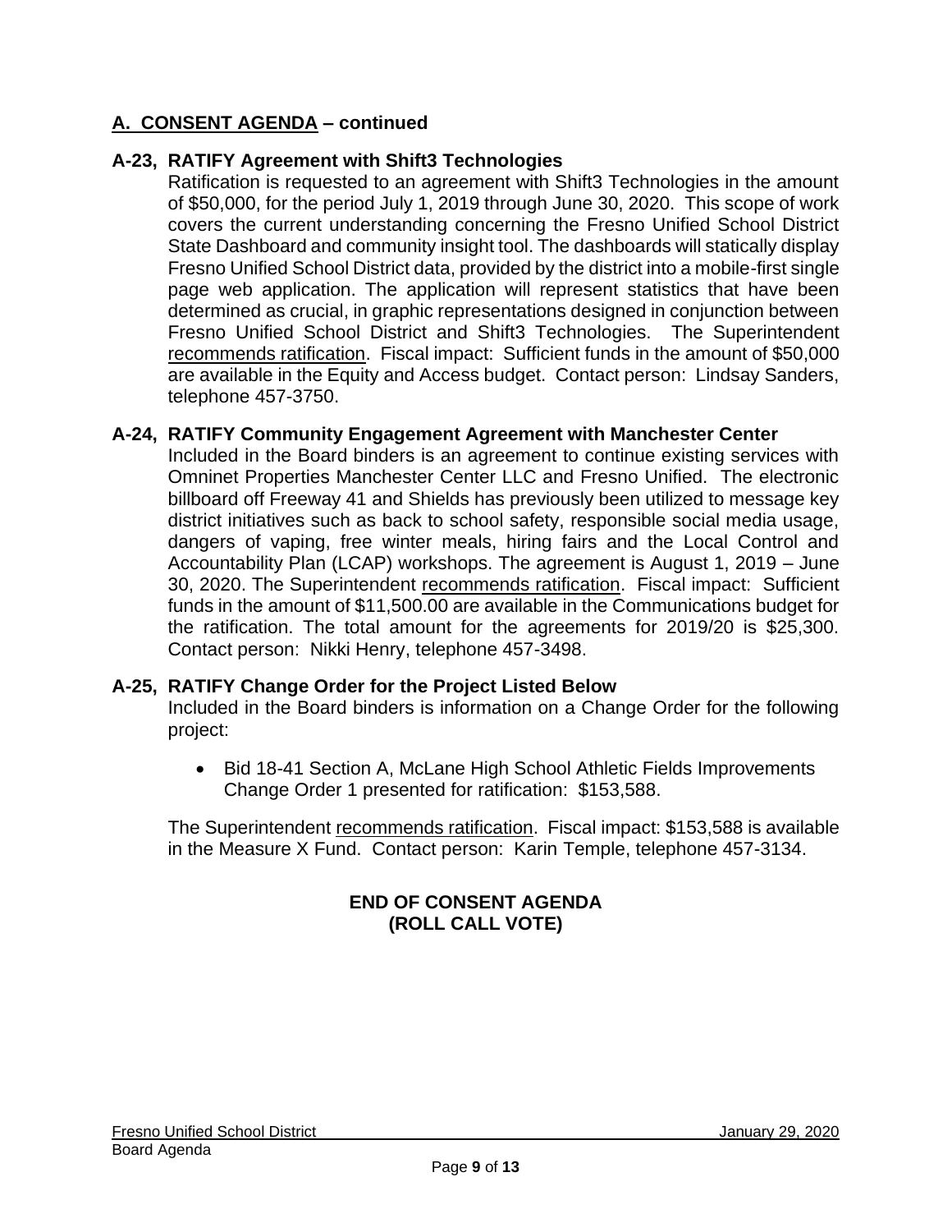## A. CONSENT AGENDA – continued

### A-23, RATIFY Agreement with Shift3 Technologies

Ratification is requested to an agreement with Shift3 Technologies in the amount of $50,000, for the period July 1, 2019 through June 30, 2020. This scope of work covers the current understanding concerning the Fresno Unified School District State Dashboard and community insight tool. The dashboards will statically display Fresno Unified School District data, provided by the district into a mobile-first single page web application. The application will represent statistics that have been determined as crucial, in graphic representations designed in conjunction between Fresno Unified School District and Shift3 Technologies. The Superintendent recommends ratification. Fiscal impact: Sufficient funds in the amount of $50,000 are available in the Equity and Access budget. Contact person: Lindsay Sanders, telephone 457-3750.

### A-24, RATIFY Community Engagement Agreement with Manchester Center

Included in the Board binders is an agreement to continue existing services with Omninet Properties Manchester Center LLC and Fresno Unified. The electronic billboard off Freeway 41 and Shields has previously been utilized to message key district initiatives such as back to school safety, responsible social media usage, dangers of vaping, free winter meals, hiring fairs and the Local Control and Accountability Plan (LCAP) workshops. The agreement is August 1, 2019 – June 30, 2020. The Superintendent recommends ratification. Fiscal impact: Sufficient funds in the amount of $11,500.00 are available in the Communications budget for the ratification. The total amount for the agreements for 2019/20 is $25,300. Contact person: Nikki Henry, telephone 457-3498.

### A-25, RATIFY Change Order for the Project Listed Below

Included in the Board binders is information on a Change Order for the following project:

- Bid 18-41 Section A, McLane High School Athletic Fields Improvements Change Order 1 presented for ratification: $153,588.

The Superintendent recommends ratification. Fiscal impact: $153,588 is available in the Measure X Fund. Contact person: Karin Temple, telephone 457-3134.

**END OF CONSENT AGENDA**
**(ROLL CALL VOTE)**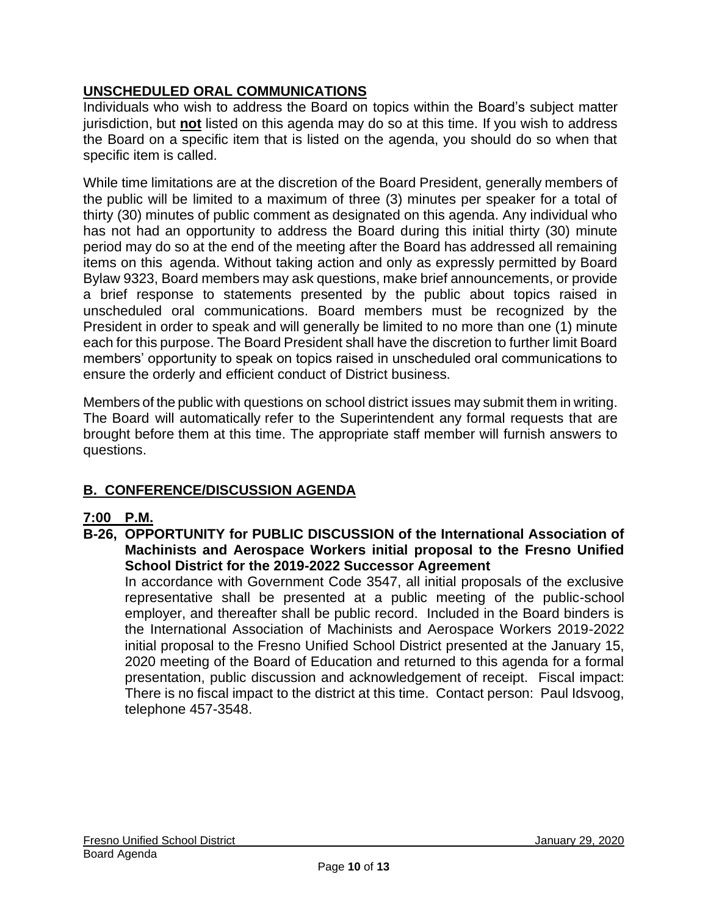## UNSCHEDULED ORAL COMMUNICATIONS

Individuals who wish to address the Board on topics within the Board's subject matter jurisdiction, but **not** listed on this agenda may do so at this time. If you wish to address the Board on a specific item that is listed on the agenda, you should do so when that specific item is called.

While time limitations are at the discretion of the Board President, generally members of the public will be limited to a maximum of three (3) minutes per speaker for a total of thirty (30) minutes of public comment as designated on this agenda. Any individual who has not had an opportunity to address the Board during this initial thirty (30) minute period may do so at the end of the meeting after the Board has addressed all remaining items on this agenda. Without taking action and only as expressly permitted by Board Bylaw 9323, Board members may ask questions, make brief announcements, or provide a brief response to statements presented by the public about topics raised in unscheduled oral communications. Board members must be recognized by the President in order to speak and will generally be limited to no more than one (1) minute each for this purpose. The Board President shall have the discretion to further limit Board members' opportunity to speak on topics raised in unscheduled oral communications to ensure the orderly and efficient conduct of District business.

Members of the public with questions on school district issues may submit them in writing. The Board will automatically refer to the Superintendent any formal requests that are brought before them at this time. The appropriate staff member will furnish answers to questions.

## B. CONFERENCE/DISCUSSION AGENDA

### 7:00 P.M.

**B-26, OPPORTUNITY for PUBLIC DISCUSSION of the International Association of Machinists and Aerospace Workers initial proposal to the Fresno Unified School District for the 2019-2022 Successor Agreement**

In accordance with Government Code 3547, all initial proposals of the exclusive representative shall be presented at a public meeting of the public-school employer, and thereafter shall be public record. Included in the Board binders is the International Association of Machinists and Aerospace Workers 2019-2022 initial proposal to the Fresno Unified School District presented at the January 15, 2020 meeting of the Board of Education and returned to this agenda for a formal presentation, public discussion and acknowledgement of receipt. Fiscal impact: There is no fiscal impact to the district at this time. Contact person: Paul Idsvoog, telephone 457-3548.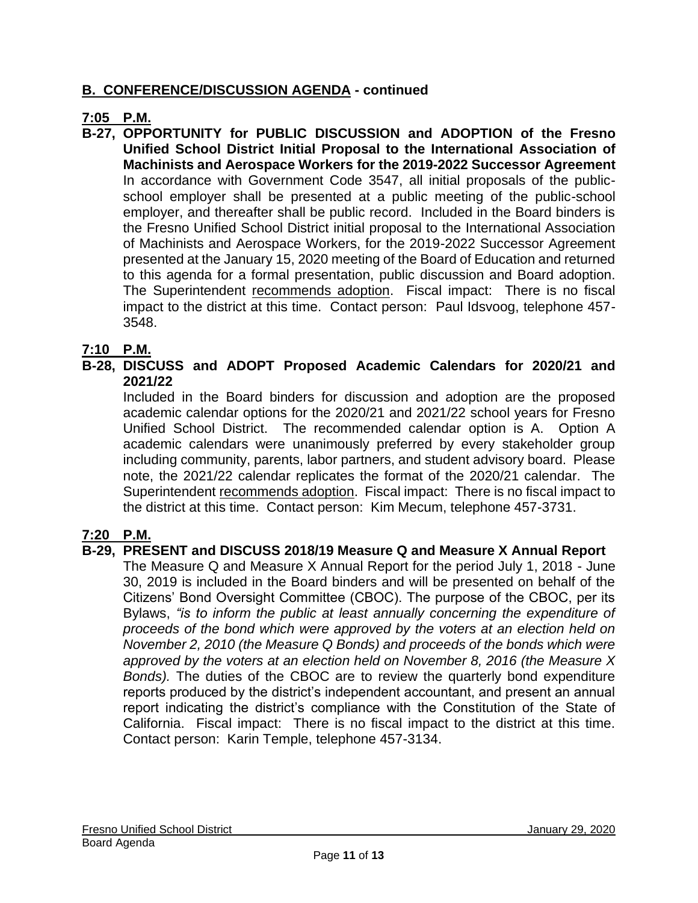## **B. CONFERENCE/DISCUSSION AGENDA - continued**

**7:05 P.M.**

**B-27, OPPORTUNITY for PUBLIC DISCUSSION and ADOPTION of the Fresno Unified School District Initial Proposal to the International Association of Machinists and Aerospace Workers for the 2019-2022 Successor Agreement**

In accordance with Government Code 3547, all initial proposals of the public-school employer shall be presented at a public meeting of the public-school employer, and thereafter shall be public record. Included in the Board binders is the Fresno Unified School District initial proposal to the International Association of Machinists and Aerospace Workers, for the 2019-2022 Successor Agreement presented at the January 15, 2020 meeting of the Board of Education and returned to this agenda for a formal presentation, public discussion and Board adoption. The Superintendent recommends adoption. Fiscal impact: There is no fiscal impact to the district at this time. Contact person: Paul Idsvoog, telephone 457-3548.

**7:10 P.M.**

**B-28, DISCUSS and ADOPT Proposed Academic Calendars for 2020/21 and 2021/22**

Included in the Board binders for discussion and adoption are the proposed academic calendar options for the 2020/21 and 2021/22 school years for Fresno Unified School District. The recommended calendar option is A. Option A academic calendars were unanimously preferred by every stakeholder group including community, parents, labor partners, and student advisory board. Please note, the 2021/22 calendar replicates the format of the 2020/21 calendar. The Superintendent recommends adoption. Fiscal impact: There is no fiscal impact to the district at this time. Contact person: Kim Mecum, telephone 457-3731.

**7:20 P.M.**

**B-29, PRESENT and DISCUSS 2018/19 Measure Q and Measure X Annual Report**

The Measure Q and Measure X Annual Report for the period July 1, 2018 - June 30, 2019 is included in the Board binders and will be presented on behalf of the Citizens' Bond Oversight Committee (CBOC). The purpose of the CBOC, per its Bylaws, *"is to inform the public at least annually concerning the expenditure of proceeds of the bond which were approved by the voters at an election held on November 2, 2010 (the Measure Q Bonds) and proceeds of the bonds which were approved by the voters at an election held on November 8, 2016 (the Measure X Bonds).* The duties of the CBOC are to review the quarterly bond expenditure reports produced by the district's independent accountant, and present an annual report indicating the district's compliance with the Constitution of the State of California. Fiscal impact: There is no fiscal impact to the district at this time. Contact person: Karin Temple, telephone 457-3134.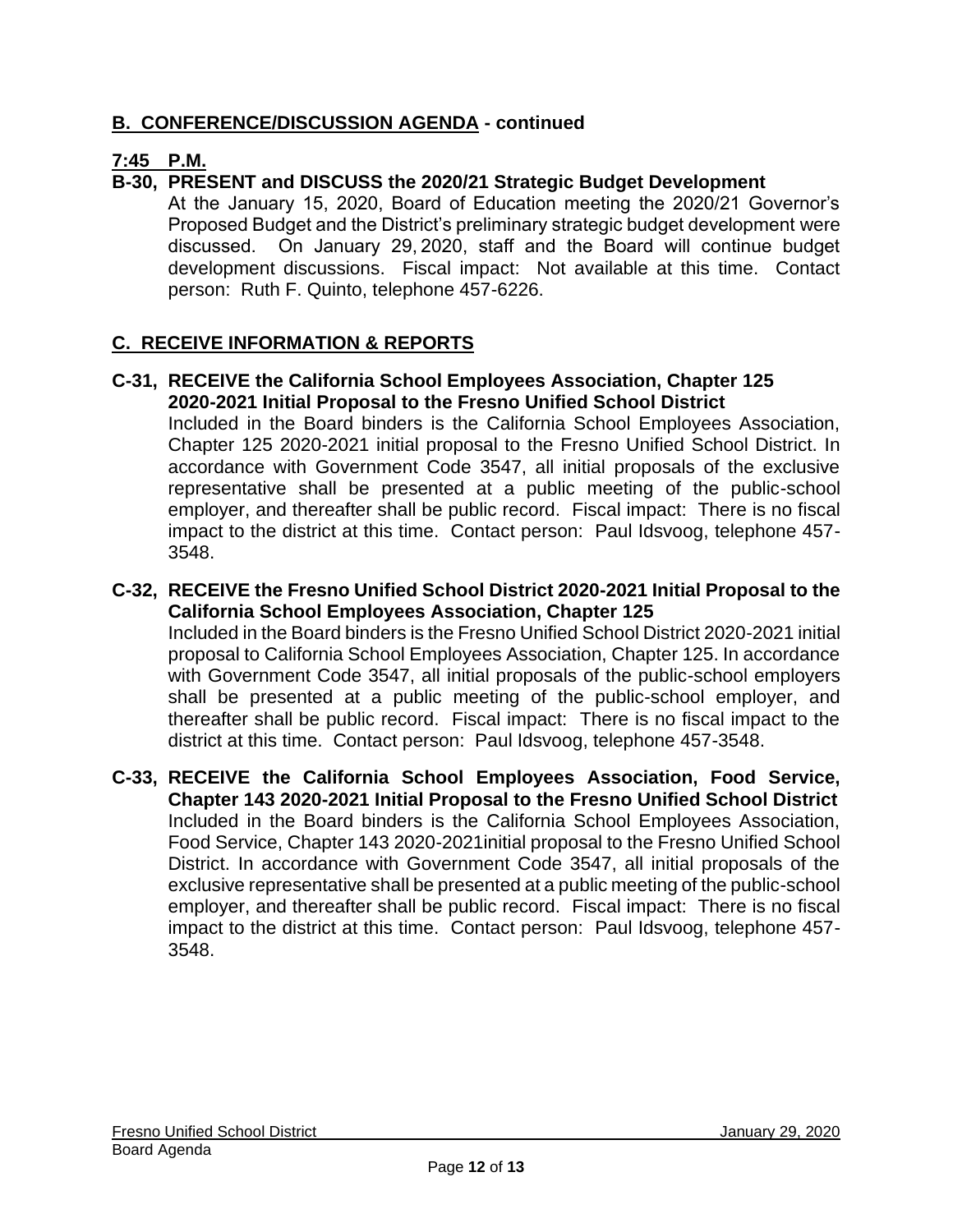## B. CONFERENCE/DISCUSSION AGENDA - continued

**7:45 P.M.**

**B-30, PRESENT and DISCUSS the 2020/21 Strategic Budget Development**

At the January 15, 2020, Board of Education meeting the 2020/21 Governor's Proposed Budget and the District's preliminary strategic budget development were discussed. On January 29, 2020, staff and the Board will continue budget development discussions. Fiscal impact: Not available at this time. Contact person: Ruth F. Quinto, telephone 457-6226.

## C. RECEIVE INFORMATION & REPORTS

**C-31, RECEIVE the California School Employees Association, Chapter 125 2020-2021 Initial Proposal to the Fresno Unified School District**

Included in the Board binders is the California School Employees Association, Chapter 125 2020-2021 initial proposal to the Fresno Unified School District. In accordance with Government Code 3547, all initial proposals of the exclusive representative shall be presented at a public meeting of the public-school employer, and thereafter shall be public record. Fiscal impact: There is no fiscal impact to the district at this time. Contact person: Paul Idsvoog, telephone 457-3548.

**C-32, RECEIVE the Fresno Unified School District 2020-2021 Initial Proposal to the California School Employees Association, Chapter 125**

Included in the Board binders is the Fresno Unified School District 2020-2021 initial proposal to California School Employees Association, Chapter 125. In accordance with Government Code 3547, all initial proposals of the public-school employers shall be presented at a public meeting of the public-school employer, and thereafter shall be public record. Fiscal impact: There is no fiscal impact to the district at this time. Contact person: Paul Idsvoog, telephone 457-3548.

**C-33, RECEIVE the California School Employees Association, Food Service, Chapter 143 2020-2021 Initial Proposal to the Fresno Unified School District**

Included in the Board binders is the California School Employees Association, Food Service, Chapter 143 2020-2021initial proposal to the Fresno Unified School District. In accordance with Government Code 3547, all initial proposals of the exclusive representative shall be presented at a public meeting of the public-school employer, and thereafter shall be public record. Fiscal impact: There is no fiscal impact to the district at this time. Contact person: Paul Idsvoog, telephone 457-3548.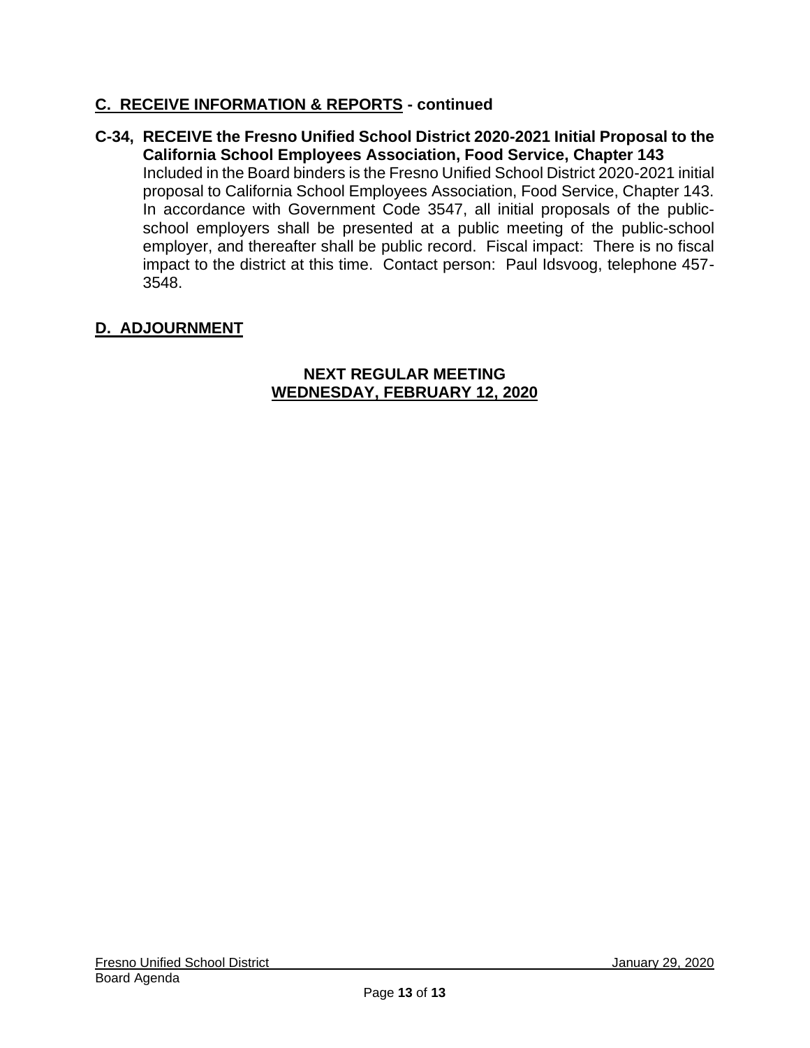## C. RECEIVE INFORMATION & REPORTS - continued

**C-34, RECEIVE the Fresno Unified School District 2020-2021 Initial Proposal to the California School Employees Association, Food Service, Chapter 143**

Included in the Board binders is the Fresno Unified School District 2020-2021 initial proposal to California School Employees Association, Food Service, Chapter 143. In accordance with Government Code 3547, all initial proposals of the public-school employers shall be presented at a public meeting of the public-school employer, and thereafter shall be public record. Fiscal impact: There is no fiscal impact to the district at this time. Contact person: Paul Idsvoog, telephone 457-3548.

## D. ADJOURNMENT

**NEXT REGULAR MEETING**
**WEDNESDAY, FEBRUARY 12, 2020**